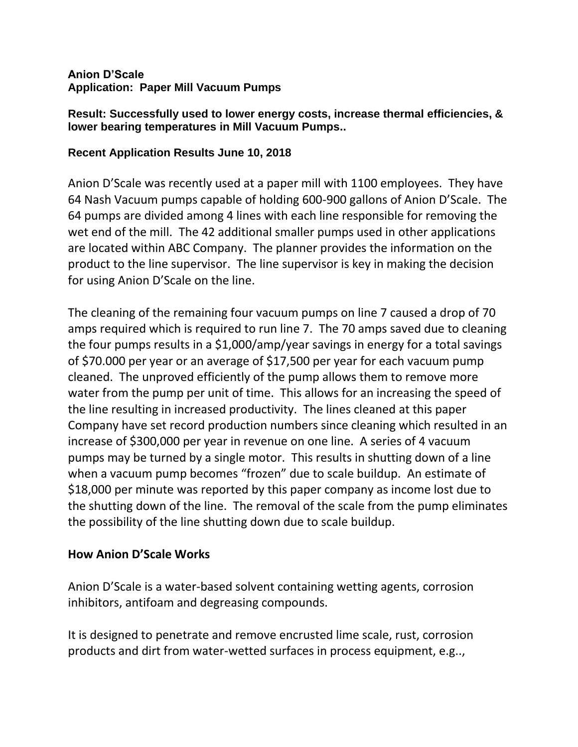**Anion D'Scale**
**Application: Paper Mill Vacuum Pumps**

**Result: Successfully used to lower energy costs, increase thermal efficiencies, & lower bearing temperatures in Mill Vacuum Pumps..**

**Recent Application Results June 10, 2018**

Anion D'Scale was recently used at a paper mill with 1100 employees. They have 64 Nash Vacuum pumps capable of holding 600-900 gallons of Anion D'Scale. The 64 pumps are divided among 4 lines with each line responsible for removing the wet end of the mill. The 42 additional smaller pumps used in other applications are located within ABC Company. The planner provides the information on the product to the line supervisor. The line supervisor is key in making the decision for using Anion D'Scale on the line.

The cleaning of the remaining four vacuum pumps on line 7 caused a drop of 70 amps required which is required to run line 7. The 70 amps saved due to cleaning the four pumps results in a $1,000/amp/year savings in energy for a total savings of $70.000 per year or an average of $17,500 per year for each vacuum pump cleaned. The unproved efficiently of the pump allows them to remove more water from the pump per unit of time. This allows for an increasing the speed of the line resulting in increased productivity. The lines cleaned at this paper Company have set record production numbers since cleaning which resulted in an increase of $300,000 per year in revenue on one line. A series of 4 vacuum pumps may be turned by a single motor. This results in shutting down of a line when a vacuum pump becomes "frozen" due to scale buildup. An estimate of $18,000 per minute was reported by this paper company as income lost due to the shutting down of the line. The removal of the scale from the pump eliminates the possibility of the line shutting down due to scale buildup.

**How Anion D'Scale Works**

Anion D'Scale is a water-based solvent containing wetting agents, corrosion inhibitors, antifoam and degreasing compounds.

It is designed to penetrate and remove encrusted lime scale, rust, corrosion products and dirt from water-wetted surfaces in process equipment, e.g..,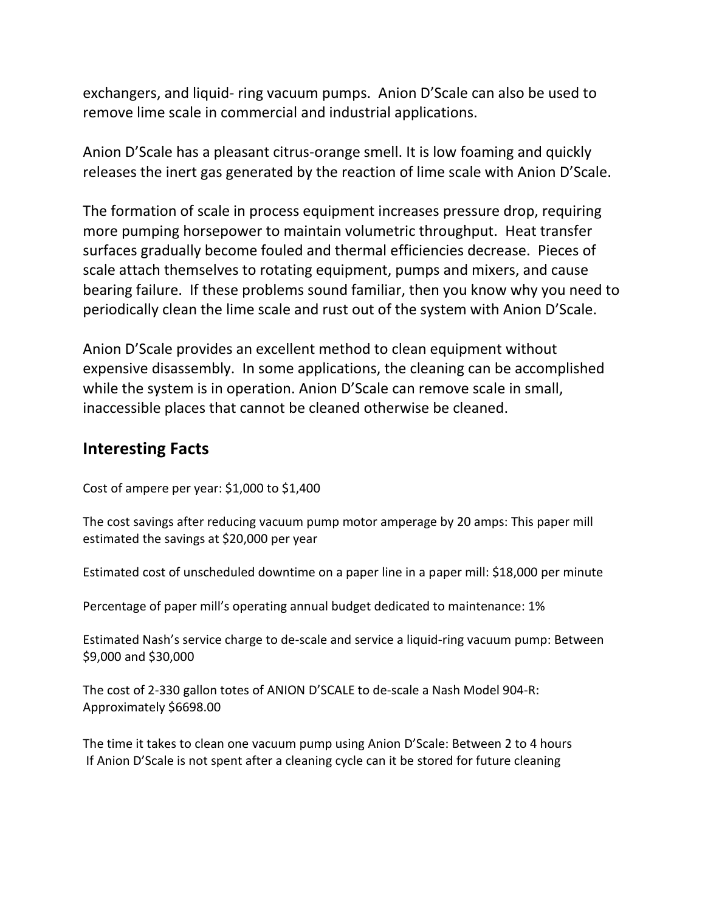exchangers, and liquid- ring vacuum pumps. Anion D'Scale can also be used to remove lime scale in commercial and industrial applications.

Anion D'Scale has a pleasant citrus-orange smell. It is low foaming and quickly releases the inert gas generated by the reaction of lime scale with Anion D'Scale.

The formation of scale in process equipment increases pressure drop, requiring more pumping horsepower to maintain volumetric throughput. Heat transfer surfaces gradually become fouled and thermal efficiencies decrease. Pieces of scale attach themselves to rotating equipment, pumps and mixers, and cause bearing failure. If these problems sound familiar, then you know why you need to periodically clean the lime scale and rust out of the system with Anion D'Scale.

Anion D'Scale provides an excellent method to clean equipment without expensive disassembly. In some applications, the cleaning can be accomplished while the system is in operation. Anion D'Scale can remove scale in small, inaccessible places that cannot be cleaned otherwise be cleaned.

## Interesting Facts

Cost of ampere per year: $1,000 to $1,400

The cost savings after reducing vacuum pump motor amperage by 20 amps: This paper mill estimated the savings at $20,000 per year

Estimated cost of unscheduled downtime on a paper line in a paper mill: $18,000 per minute

Percentage of paper mill's operating annual budget dedicated to maintenance: 1%

Estimated Nash's service charge to de-scale and service a liquid-ring vacuum pump: Between $9,000 and $30,000

The cost of 2-330 gallon totes of ANION D'SCALE to de-scale a Nash Model 904-R: Approximately $6698.00

The time it takes to clean one vacuum pump using Anion D'Scale: Between 2 to 4 hours
If Anion D'Scale is not spent after a cleaning cycle can it be stored for future cleaning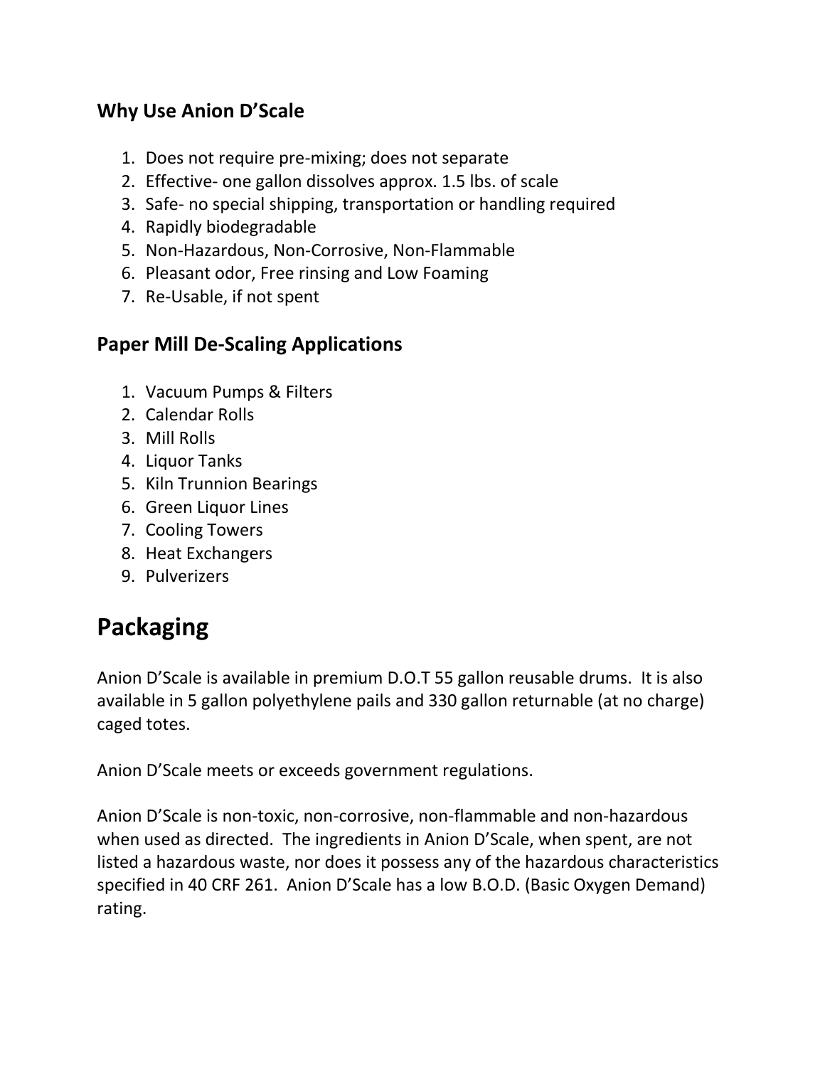### Why Use Anion D'Scale

1. Does not require pre-mixing; does not separate
2. Effective- one gallon dissolves approx. 1.5 lbs. of scale
3. Safe- no special shipping, transportation or handling required
4. Rapidly biodegradable
5. Non-Hazardous, Non-Corrosive, Non-Flammable
6. Pleasant odor, Free rinsing and Low Foaming
7. Re-Usable, if not spent

### Paper Mill De-Scaling Applications

1. Vacuum Pumps & Filters
2. Calendar Rolls
3. Mill Rolls
4. Liquor Tanks
5. Kiln Trunnion Bearings
6. Green Liquor Lines
7. Cooling Towers
8. Heat Exchangers
9. Pulverizers

## Packaging

Anion D'Scale is available in premium D.O.T 55 gallon reusable drums. It is also available in 5 gallon polyethylene pails and 330 gallon returnable (at no charge) caged totes.

Anion D'Scale meets or exceeds government regulations.

Anion D'Scale is non-toxic, non-corrosive, non-flammable and non-hazardous when used as directed. The ingredients in Anion D'Scale, when spent, are not listed a hazardous waste, nor does it possess any of the hazardous characteristics specified in 40 CRF 261. Anion D'Scale has a low B.O.D. (Basic Oxygen Demand) rating.